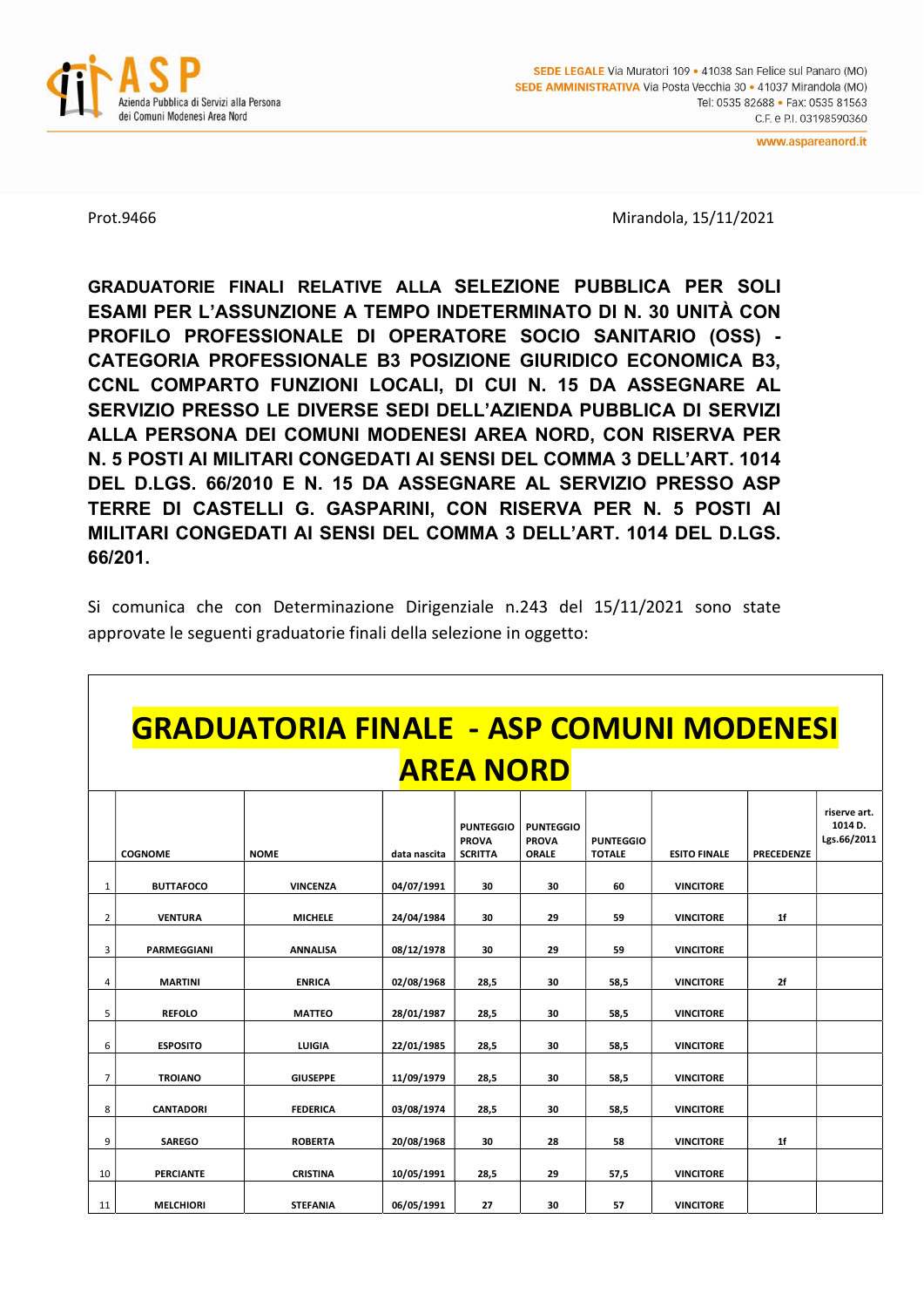ASP
Azienda Pubblica di Servizi alla Persona
dei Comuni Modenesi Area Nord

SEDE LEGALE Via Muratori 109 • 41038 San Felice sul Panaro (MO)
SEDE AMMINISTRATIVA Via Posta Vecchia 30 • 41037 Mirandola (MO)
Tel: 0535 82688 • Fax: 0535 81563
C.F. e P.I. 03198590360
www.aspareanord.it

Prot.9466

Mirandola, 15/11/2021

**GRADUATORIE FINALI RELATIVE ALLA SELEZIONE PUBBLICA PER SOLI ESAMI PER L'ASSUNZIONE A TEMPO INDETERMINATO DI N. 30 UNITÀ CON PROFILO PROFESSIONALE DI OPERATORE SOCIO SANITARIO (OSS) - CATEGORIA PROFESSIONALE B3 POSIZIONE GIURIDICO ECONOMICA B3, CCNL COMPARTO FUNZIONI LOCALI, DI CUI N. 15 DA ASSEGNARE AL SERVIZIO PRESSO LE DIVERSE SEDI DELL'AZIENDA PUBBLICA DI SERVIZI ALLA PERSONA DEI COMUNI MODENESI AREA NORD, CON RISERVA PER N. 5 POSTI AI MILITARI CONGEDATI AI SENSI DEL COMMA 3 DELL'ART. 1014 DEL D.LGS. 66/2010 E N. 15 DA ASSEGNARE AL SERVIZIO PRESSO ASP TERRE DI CASTELLI G. GASPARINI, CON RISERVA PER N. 5 POSTI AI MILITARI CONGEDATI AI SENSI DEL COMMA 3 DELL'ART. 1014 DEL D.LGS. 66/201.**

Si comunica che con Determinazione Dirigenziale n.243 del 15/11/2021 sono state approvate le seguenti graduatorie finali della selezione in oggetto:

## GRADUATORIA FINALE - ASP COMUNI MODENESI AREA NORD

| | COGNOME | NOME | data nascita | PUNTEGGIO PROVA SCRITTA | PUNTEGGIO PROVA ORALE | PUNTEGGIO TOTALE | ESITO FINALE | PRECEDENZE | riserve art. 1014 D. Lgs.66/2011 |
|---|---|---|---|---|---|---|---|---|---|
| 1 | BUTTAFOCO | VINCENZA | 04/07/1991 | 30 | 30 | 60 | VINCITORE | | |
| 2 | VENTURA | MICHELE | 24/04/1984 | 30 | 29 | 59 | VINCITORE | 1f | |
| 3 | PARMEGGIANI | ANNALISA | 08/12/1978 | 30 | 29 | 59 | VINCITORE | | |
| 4 | MARTINI | ENRICA | 02/08/1968 | 28,5 | 30 | 58,5 | VINCITORE | 2f | |
| 5 | REFOLO | MATTEO | 28/01/1987 | 28,5 | 30 | 58,5 | VINCITORE | | |
| 6 | ESPOSITO | LUIGIA | 22/01/1985 | 28,5 | 30 | 58,5 | VINCITORE | | |
| 7 | TROIANO | GIUSEPPE | 11/09/1979 | 28,5 | 30 | 58,5 | VINCITORE | | |
| 8 | CANTADORI | FEDERICA | 03/08/1974 | 28,5 | 30 | 58,5 | VINCITORE | | |
| 9 | SAREGO | ROBERTA | 20/08/1968 | 30 | 28 | 58 | VINCITORE | 1f | |
| 10 | PERCIANTE | CRISTINA | 10/05/1991 | 28,5 | 29 | 57,5 | VINCITORE | | |
| 11 | MELCHIORI | STEFANIA | 06/05/1991 | 27 | 30 | 57 | VINCITORE | | |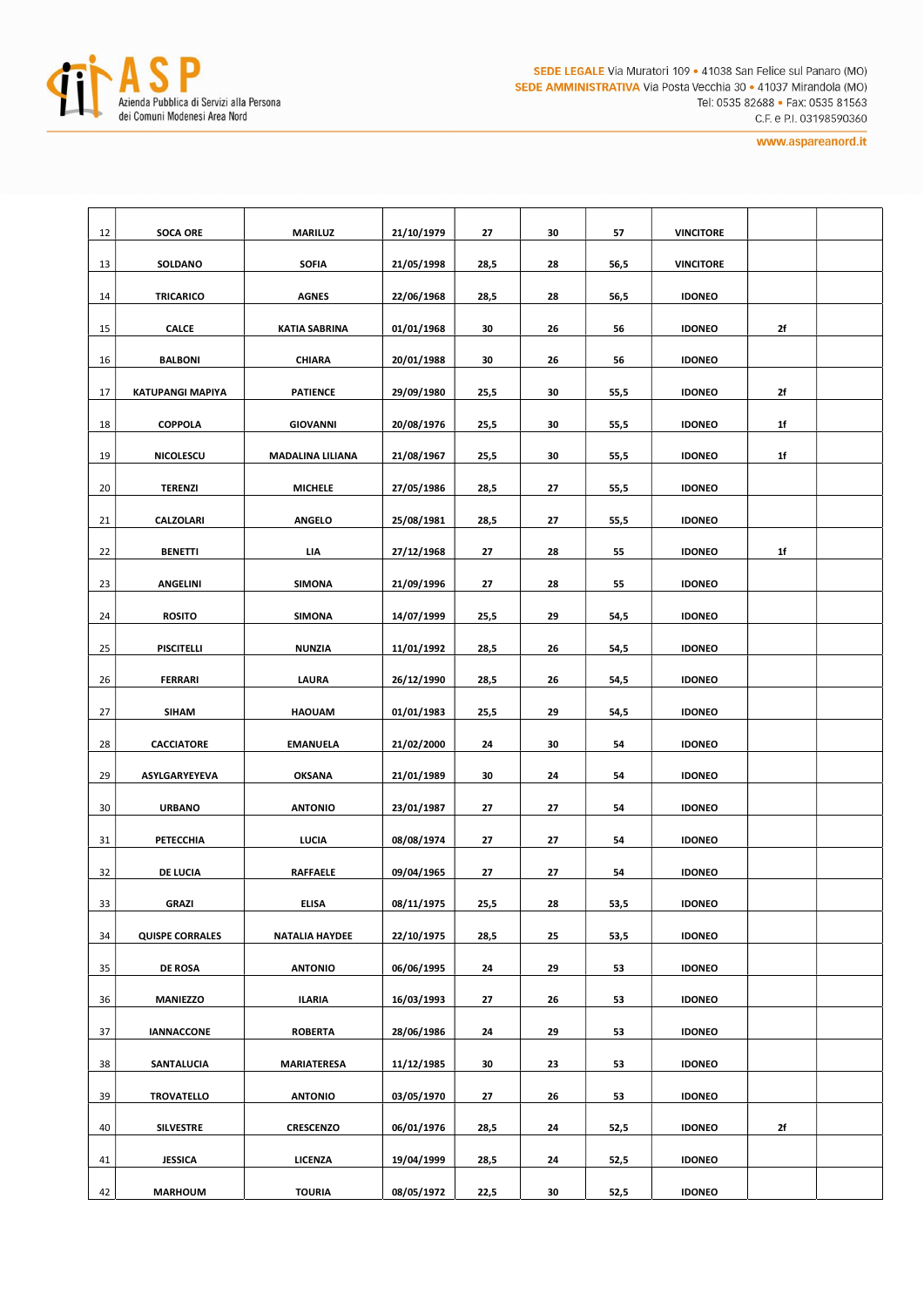| | | | | | | | | | |
|---|---|---|---|---|---|---|---|---|---|
| 12 | SOCA ORE | MARILUZ | 21/10/1979 | 27 | 30 | 57 | VINCITORE | | |
| 13 | SOLDANO | SOFIA | 21/05/1998 | 28,5 | 28 | 56,5 | VINCITORE | | |
| 14 | TRICARICO | AGNES | 22/06/1968 | 28,5 | 28 | 56,5 | IDONEO | | |
| 15 | CALCE | KATIA SABRINA | 01/01/1968 | 30 | 26 | 56 | IDONEO | 2f | |
| 16 | BALBONI | CHIARA | 20/01/1988 | 30 | 26 | 56 | IDONEO | | |
| 17 | KATUPANGI MAPIYA | PATIENCE | 29/09/1980 | 25,5 | 30 | 55,5 | IDONEO | 2f | |
| 18 | COPPOLA | GIOVANNI | 20/08/1976 | 25,5 | 30 | 55,5 | IDONEO | 1f | |
| 19 | NICOLESCU | MADALINA LILIANA | 21/08/1967 | 25,5 | 30 | 55,5 | IDONEO | 1f | |
| 20 | TERENZI | MICHELE | 27/05/1986 | 28,5 | 27 | 55,5 | IDONEO | | |
| 21 | CALZOLARI | ANGELO | 25/08/1981 | 28,5 | 27 | 55,5 | IDONEO | | |
| 22 | BENETTI | LIA | 27/12/1968 | 27 | 28 | 55 | IDONEO | 1f | |
| 23 | ANGELINI | SIMONA | 21/09/1996 | 27 | 28 | 55 | IDONEO | | |
| 24 | ROSITO | SIMONA | 14/07/1999 | 25,5 | 29 | 54,5 | IDONEO | | |
| 25 | PISCITELLI | NUNZIA | 11/01/1992 | 28,5 | 26 | 54,5 | IDONEO | | |
| 26 | FERRARI | LAURA | 26/12/1990 | 28,5 | 26 | 54,5 | IDONEO | | |
| 27 | SIHAM | HAOUAM | 01/01/1983 | 25,5 | 29 | 54,5 | IDONEO | | |
| 28 | CACCIATORE | EMANUELA | 21/02/2000 | 24 | 30 | 54 | IDONEO | | |
| 29 | ASYLGARYEYEVA | OKSANA | 21/01/1989 | 30 | 24 | 54 | IDONEO | | |
| 30 | URBANO | ANTONIO | 23/01/1987 | 27 | 27 | 54 | IDONEO | | |
| 31 | PETECCHIA | LUCIA | 08/08/1974 | 27 | 27 | 54 | IDONEO | | |
| 32 | DE LUCIA | RAFFAELE | 09/04/1965 | 27 | 27 | 54 | IDONEO | | |
| 33 | GRAZI | ELISA | 08/11/1975 | 25,5 | 28 | 53,5 | IDONEO | | |
| 34 | QUISPE CORRALES | NATALIA HAYDEE | 22/10/1975 | 28,5 | 25 | 53,5 | IDONEO | | |
| 35 | DE ROSA | ANTONIO | 06/06/1995 | 24 | 29 | 53 | IDONEO | | |
| 36 | MANIEZZO | ILARIA | 16/03/1993 | 27 | 26 | 53 | IDONEO | | |
| 37 | IANNACCONE | ROBERTA | 28/06/1986 | 24 | 29 | 53 | IDONEO | | |
| 38 | SANTALUCIA | MARIATERESA | 11/12/1985 | 30 | 23 | 53 | IDONEO | | |
| 39 | TROVATELLO | ANTONIO | 03/05/1970 | 27 | 26 | 53 | IDONEO | | |
| 40 | SILVESTRE | CRESCENZO | 06/01/1976 | 28,5 | 24 | 52,5 | IDONEO | 2f | |
| 41 | JESSICA | LICENZA | 19/04/1999 | 28,5 | 24 | 52,5 | IDONEO | | |
| 42 | MARHOUM | TOURIA | 08/05/1972 | 22,5 | 30 | 52,5 | IDONEO | | |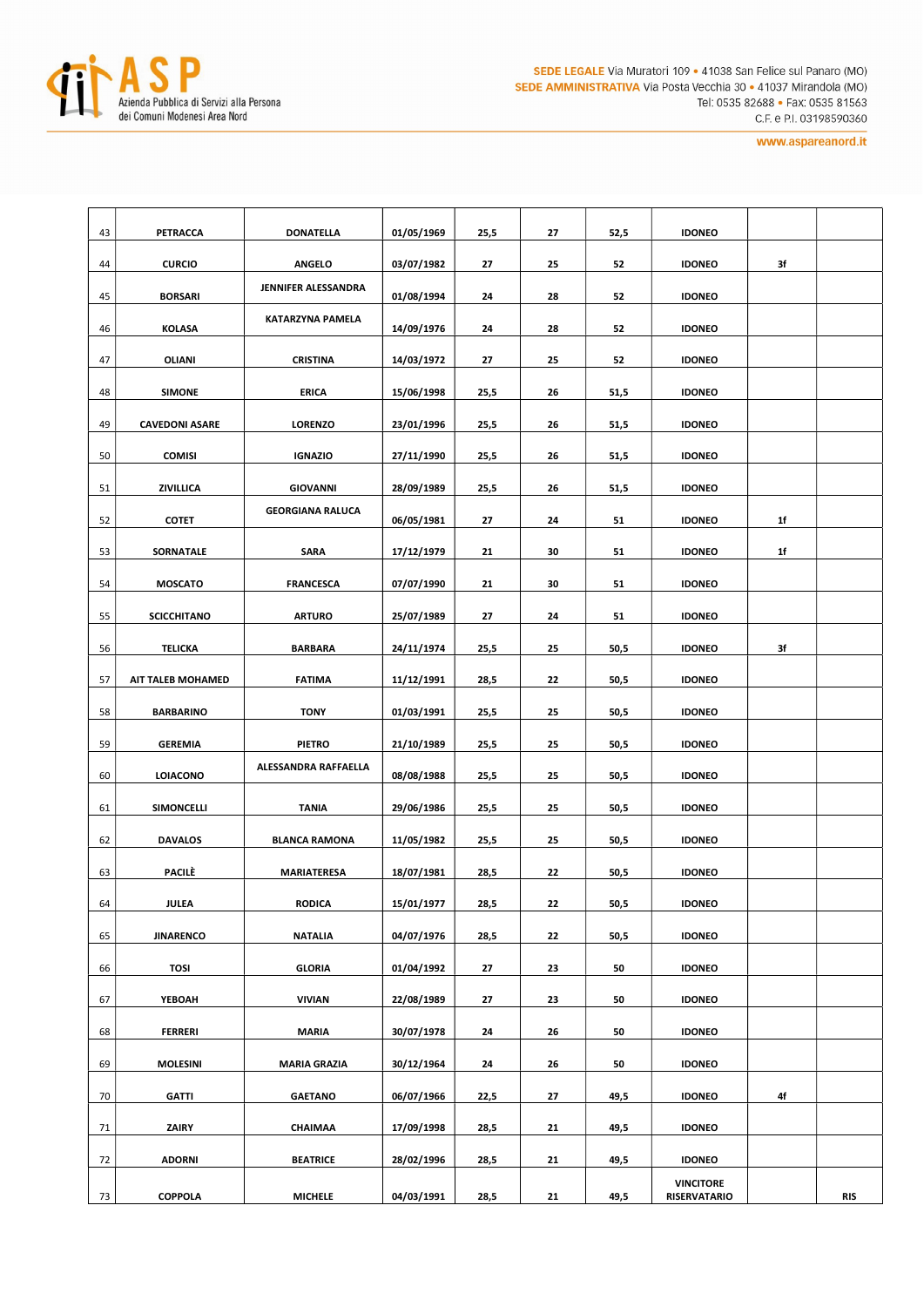| 43 | PETRACCA | DONATELLA | 01/05/1969 | 25,5 | 27 | 52,5 | IDONEO | | |
|---|---|---|---|---|---|---|---|---|---|
| 44 | CURCIO | ANGELO | 03/07/1982 | 27 | 25 | 52 | IDONEO | 3f | |
| 45 | BORSARI | JENNIFER ALESSANDRA | 01/08/1994 | 24 | 28 | 52 | IDONEO | | |
| 46 | KOLASA | KATARZYNA PAMELA | 14/09/1976 | 24 | 28 | 52 | IDONEO | | |
| 47 | OLIANI | CRISTINA | 14/03/1972 | 27 | 25 | 52 | IDONEO | | |
| 48 | SIMONE | ERICA | 15/06/1998 | 25,5 | 26 | 51,5 | IDONEO | | |
| 49 | CAVEDONI ASARE | LORENZO | 23/01/1996 | 25,5 | 26 | 51,5 | IDONEO | | |
| 50 | COMISI | IGNAZIO | 27/11/1990 | 25,5 | 26 | 51,5 | IDONEO | | |
| 51 | ZIVILLICA | GIOVANNI | 28/09/1989 | 25,5 | 26 | 51,5 | IDONEO | | |
| 52 | COTET | GEORGIANA RALUCA | 06/05/1981 | 27 | 24 | 51 | IDONEO | 1f | |
| 53 | SORNATALE | SARA | 17/12/1979 | 21 | 30 | 51 | IDONEO | 1f | |
| 54 | MOSCATO | FRANCESCA | 07/07/1990 | 21 | 30 | 51 | IDONEO | | |
| 55 | SCICCHITANO | ARTURO | 25/07/1989 | 27 | 24 | 51 | IDONEO | | |
| 56 | TELICKA | BARBARA | 24/11/1974 | 25,5 | 25 | 50,5 | IDONEO | 3f | |
| 57 | AIT TALEB MOHAMED | FATIMA | 11/12/1991 | 28,5 | 22 | 50,5 | IDONEO | | |
| 58 | BARBARINO | TONY | 01/03/1991 | 25,5 | 25 | 50,5 | IDONEO | | |
| 59 | GEREMIA | PIETRO | 21/10/1989 | 25,5 | 25 | 50,5 | IDONEO | | |
| 60 | LOIACONO | ALESSANDRA RAFFAELLA | 08/08/1988 | 25,5 | 25 | 50,5 | IDONEO | | |
| 61 | SIMONCELLI | TANIA | 29/06/1986 | 25,5 | 25 | 50,5 | IDONEO | | |
| 62 | DAVALOS | BLANCA RAMONA | 11/05/1982 | 25,5 | 25 | 50,5 | IDONEO | | |
| 63 | PACILÈ | MARIATERESA | 18/07/1981 | 28,5 | 22 | 50,5 | IDONEO | | |
| 64 | JULEA | RODICA | 15/01/1977 | 28,5 | 22 | 50,5 | IDONEO | | |
| 65 | JINARENCO | NATALIA | 04/07/1976 | 28,5 | 22 | 50,5 | IDONEO | | |
| 66 | TOSI | GLORIA | 01/04/1992 | 27 | 23 | 50 | IDONEO | | |
| 67 | YEBOAH | VIVIAN | 22/08/1989 | 27 | 23 | 50 | IDONEO | | |
| 68 | FERRERI | MARIA | 30/07/1978 | 24 | 26 | 50 | IDONEO | | |
| 69 | MOLESINI | MARIA GRAZIA | 30/12/1964 | 24 | 26 | 50 | IDONEO | | |
| 70 | GATTI | GAETANO | 06/07/1966 | 22,5 | 27 | 49,5 | IDONEO | 4f | |
| 71 | ZAIRY | CHAIMAA | 17/09/1998 | 28,5 | 21 | 49,5 | IDONEO | | |
| 72 | ADORNI | BEATRICE | 28/02/1996 | 28,5 | 21 | 49,5 | IDONEO | | |
| 73 | COPPOLA | MICHELE | 04/03/1991 | 28,5 | 21 | 49,5 | VINCITORE RISERVATARIO | | RIS |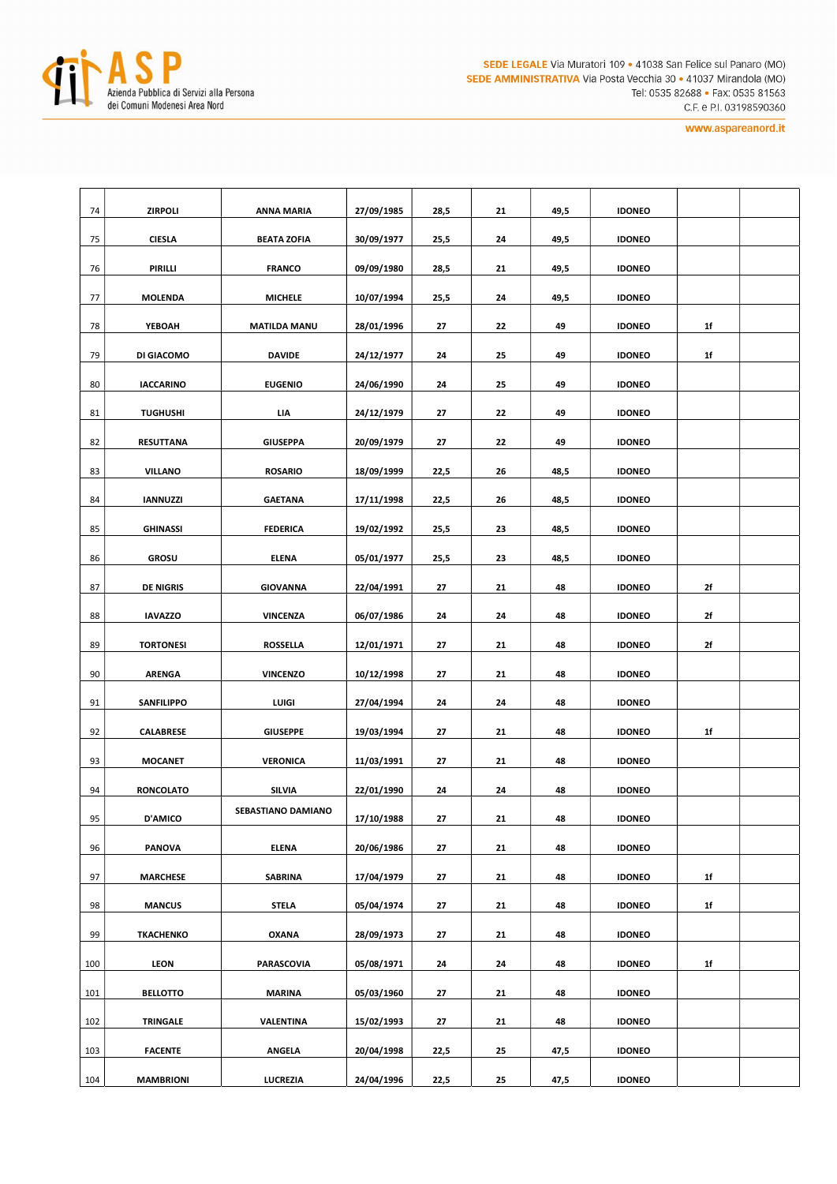| 74 | ZIRPOLI | ANNA MARIA | 27/09/1985 | 28,5 | 21 | 49,5 | IDONEO | | |
|---|---|---|---|---|---|---|---|---|---|
| 75 | CIESLA | BEATA ZOFIA | 30/09/1977 | 25,5 | 24 | 49,5 | IDONEO | | |
| 76 | PIRILLI | FRANCO | 09/09/1980 | 28,5 | 21 | 49,5 | IDONEO | | |
| 77 | MOLENDA | MICHELE | 10/07/1994 | 25,5 | 24 | 49,5 | IDONEO | | |
| 78 | YEBOAH | MATILDA MANU | 28/01/1996 | 27 | 22 | 49 | IDONEO | 1f | |
| 79 | DI GIACOMO | DAVIDE | 24/12/1977 | 24 | 25 | 49 | IDONEO | 1f | |
| 80 | IACCARINO | EUGENIO | 24/06/1990 | 24 | 25 | 49 | IDONEO | | |
| 81 | TUGHUSHI | LIA | 24/12/1979 | 27 | 22 | 49 | IDONEO | | |
| 82 | RESUTTANA | GIUSEPPA | 20/09/1979 | 27 | 22 | 49 | IDONEO | | |
| 83 | VILLANO | ROSARIO | 18/09/1999 | 22,5 | 26 | 48,5 | IDONEO | | |
| 84 | IANNUZZI | GAETANA | 17/11/1998 | 22,5 | 26 | 48,5 | IDONEO | | |
| 85 | GHINASSI | FEDERICA | 19/02/1992 | 25,5 | 23 | 48,5 | IDONEO | | |
| 86 | GROSU | ELENA | 05/01/1977 | 25,5 | 23 | 48,5 | IDONEO | | |
| 87 | DE NIGRIS | GIOVANNA | 22/04/1991 | 27 | 21 | 48 | IDONEO | 2f | |
| 88 | IAVAZZO | VINCENZA | 06/07/1986 | 24 | 24 | 48 | IDONEO | 2f | |
| 89 | TORTONESI | ROSSELLA | 12/01/1971 | 27 | 21 | 48 | IDONEO | 2f | |
| 90 | ARENGA | VINCENZO | 10/12/1998 | 27 | 21 | 48 | IDONEO | | |
| 91 | SANFILIPPO | LUIGI | 27/04/1994 | 24 | 24 | 48 | IDONEO | | |
| 92 | CALABRESE | GIUSEPPE | 19/03/1994 | 27 | 21 | 48 | IDONEO | 1f | |
| 93 | MOCANET | VERONICA | 11/03/1991 | 27 | 21 | 48 | IDONEO | | |
| 94 | RONCOLATO | SILVIA | 22/01/1990 | 24 | 24 | 48 | IDONEO | | |
| 95 | D'AMICO | SEBASTIANO DAMIANO | 17/10/1988 | 27 | 21 | 48 | IDONEO | | |
| 96 | PANOVA | ELENA | 20/06/1986 | 27 | 21 | 48 | IDONEO | | |
| 97 | MARCHESE | SABRINA | 17/04/1979 | 27 | 21 | 48 | IDONEO | 1f | |
| 98 | MANCUS | STELA | 05/04/1974 | 27 | 21 | 48 | IDONEO | 1f | |
| 99 | TKACHENKO | OXANA | 28/09/1973 | 27 | 21 | 48 | IDONEO | | |
| 100 | LEON | PARASCOVIA | 05/08/1971 | 24 | 24 | 48 | IDONEO | 1f | |
| 101 | BELLOTTO | MARINA | 05/03/1960 | 27 | 21 | 48 | IDONEO | | |
| 102 | TRINGALE | VALENTINA | 15/02/1993 | 27 | 21 | 48 | IDONEO | | |
| 103 | FACENTE | ANGELA | 20/04/1998 | 22,5 | 25 | 47,5 | IDONEO | | |
| 104 | MAMBRIONI | LUCREZIA | 24/04/1996 | 22,5 | 25 | 47,5 | IDONEO | | |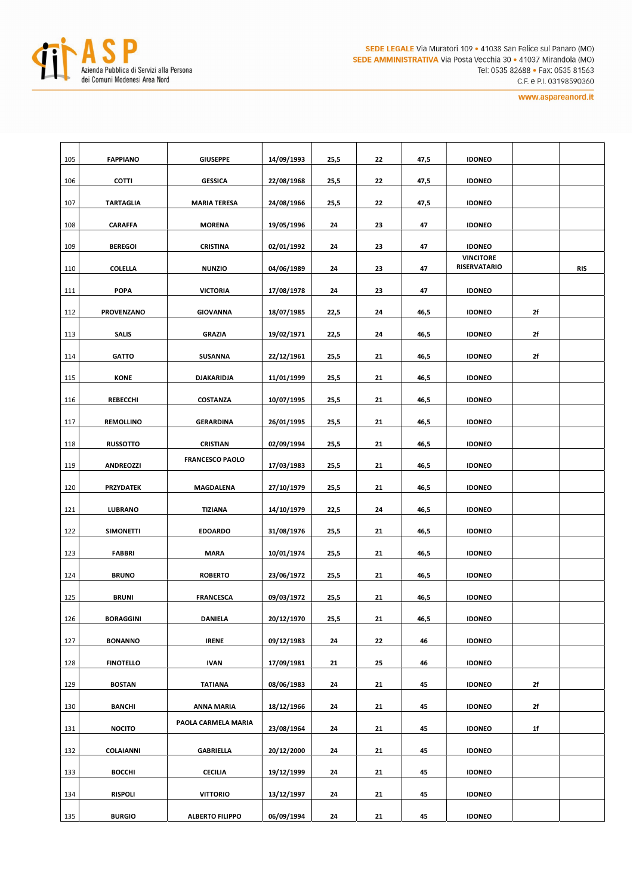| | | | | | | | | | |
|---|---|---|---|---|---|---|---|---|---|
| 105 | FAPPIANO | GIUSEPPE | 14/09/1993 | 25,5 | 22 | 47,5 | IDONEO | | |
| 106 | COTTI | GESSICA | 22/08/1968 | 25,5 | 22 | 47,5 | IDONEO | | |
| 107 | TARTAGLIA | MARIA TERESA | 24/08/1966 | 25,5 | 22 | 47,5 | IDONEO | | |
| 108 | CARAFFA | MORENA | 19/05/1996 | 24 | 23 | 47 | IDONEO | | |
| 109 | BEREGOI | CRISTINA | 02/01/1992 | 24 | 23 | 47 | IDONEO | | |
| 110 | COLELLA | NUNZIO | 04/06/1989 | 24 | 23 | 47 | VINCITORE RISERVATARIO | | RIS |
| 111 | POPA | VICTORIA | 17/08/1978 | 24 | 23 | 47 | IDONEO | | |
| 112 | PROVENZANO | GIOVANNA | 18/07/1985 | 22,5 | 24 | 46,5 | IDONEO | 2f | |
| 113 | SALIS | GRAZIA | 19/02/1971 | 22,5 | 24 | 46,5 | IDONEO | 2f | |
| 114 | GATTO | SUSANNA | 22/12/1961 | 25,5 | 21 | 46,5 | IDONEO | 2f | |
| 115 | KONE | DJAKARIDJA | 11/01/1999 | 25,5 | 21 | 46,5 | IDONEO | | |
| 116 | REBECCHI | COSTANZA | 10/07/1995 | 25,5 | 21 | 46,5 | IDONEO | | |
| 117 | REMOLLINO | GERARDINA | 26/01/1995 | 25,5 | 21 | 46,5 | IDONEO | | |
| 118 | RUSSOTTO | CRISTIAN | 02/09/1994 | 25,5 | 21 | 46,5 | IDONEO | | |
| 119 | ANDREOZZI | FRANCESCO PAOLO | 17/03/1983 | 25,5 | 21 | 46,5 | IDONEO | | |
| 120 | PRZYDATEK | MAGDALENA | 27/10/1979 | 25,5 | 21 | 46,5 | IDONEO | | |
| 121 | LUBRANO | TIZIANA | 14/10/1979 | 22,5 | 24 | 46,5 | IDONEO | | |
| 122 | SIMONETTI | EDOARDO | 31/08/1976 | 25,5 | 21 | 46,5 | IDONEO | | |
| 123 | FABBRI | MARA | 10/01/1974 | 25,5 | 21 | 46,5 | IDONEO | | |
| 124 | BRUNO | ROBERTO | 23/06/1972 | 25,5 | 21 | 46,5 | IDONEO | | |
| 125 | BRUNI | FRANCESCA | 09/03/1972 | 25,5 | 21 | 46,5 | IDONEO | | |
| 126 | BORAGGINI | DANIELA | 20/12/1970 | 25,5 | 21 | 46,5 | IDONEO | | |
| 127 | BONANNO | IRENE | 09/12/1983 | 24 | 22 | 46 | IDONEO | | |
| 128 | FINOTELLO | IVAN | 17/09/1981 | 21 | 25 | 46 | IDONEO | | |
| 129 | BOSTAN | TATIANA | 08/06/1983 | 24 | 21 | 45 | IDONEO | 2f | |
| 130 | BANCHI | ANNA MARIA | 18/12/1966 | 24 | 21 | 45 | IDONEO | 2f | |
| 131 | NOCITO | PAOLA CARMELA MARIA | 23/08/1964 | 24 | 21 | 45 | IDONEO | 1f | |
| 132 | COLAIANNI | GABRIELLA | 20/12/2000 | 24 | 21 | 45 | IDONEO | | |
| 133 | BOCCHI | CECILIA | 19/12/1999 | 24 | 21 | 45 | IDONEO | | |
| 134 | RISPOLI | VITTORIO | 13/12/1997 | 24 | 21 | 45 | IDONEO | | |
| 135 | BURGIO | ALBERTO FILIPPO | 06/09/1994 | 24 | 21 | 45 | IDONEO | | |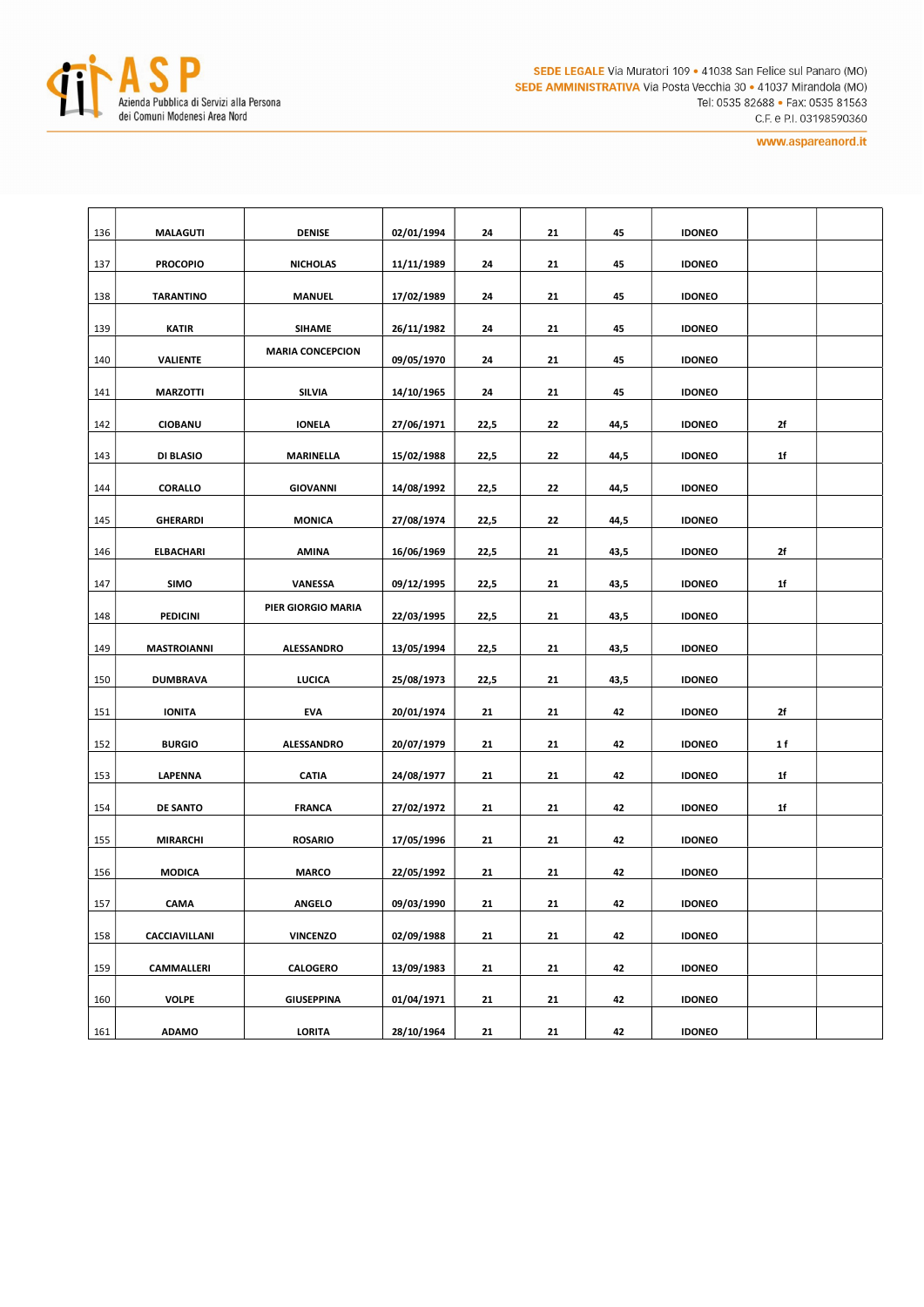| | | | | | | | | | |
|---|---|---|---|---|---|---|---|---|---|
| 136 | MALAGUTI | DENISE | 02/01/1994 | 24 | 21 | 45 | IDONEO | | |
| 137 | PROCOPIO | NICHOLAS | 11/11/1989 | 24 | 21 | 45 | IDONEO | | |
| 138 | TARANTINO | MANUEL | 17/02/1989 | 24 | 21 | 45 | IDONEO | | |
| 139 | KATIR | SIHAME | 26/11/1982 | 24 | 21 | 45 | IDONEO | | |
| 140 | VALIENTE | MARIA CONCEPCION | 09/05/1970 | 24 | 21 | 45 | IDONEO | | |
| 141 | MARZOTTI | SILVIA | 14/10/1965 | 24 | 21 | 45 | IDONEO | | |
| 142 | CIOBANU | IONELA | 27/06/1971 | 22,5 | 22 | 44,5 | IDONEO | 2f | |
| 143 | DI BLASIO | MARINELLA | 15/02/1988 | 22,5 | 22 | 44,5 | IDONEO | 1f | |
| 144 | CORALLO | GIOVANNI | 14/08/1992 | 22,5 | 22 | 44,5 | IDONEO | | |
| 145 | GHERARDI | MONICA | 27/08/1974 | 22,5 | 22 | 44,5 | IDONEO | | |
| 146 | ELBACHARI | AMINA | 16/06/1969 | 22,5 | 21 | 43,5 | IDONEO | 2f | |
| 147 | SIMO | VANESSA | 09/12/1995 | 22,5 | 21 | 43,5 | IDONEO | 1f | |
| 148 | PEDICINI | PIER GIORGIO MARIA | 22/03/1995 | 22,5 | 21 | 43,5 | IDONEO | | |
| 149 | MASTROIANNI | ALESSANDRO | 13/05/1994 | 22,5 | 21 | 43,5 | IDONEO | | |
| 150 | DUMBRAVA | LUCICA | 25/08/1973 | 22,5 | 21 | 43,5 | IDONEO | | |
| 151 | IONITA | EVA | 20/01/1974 | 21 | 21 | 42 | IDONEO | 2f | |
| 152 | BURGIO | ALESSANDRO | 20/07/1979 | 21 | 21 | 42 | IDONEO | 1 f | |
| 153 | LAPENNA | CATIA | 24/08/1977 | 21 | 21 | 42 | IDONEO | 1f | |
| 154 | DE SANTO | FRANCA | 27/02/1972 | 21 | 21 | 42 | IDONEO | 1f | |
| 155 | MIRARCHI | ROSARIO | 17/05/1996 | 21 | 21 | 42 | IDONEO | | |
| 156 | MODICA | MARCO | 22/05/1992 | 21 | 21 | 42 | IDONEO | | |
| 157 | CAMA | ANGELO | 09/03/1990 | 21 | 21 | 42 | IDONEO | | |
| 158 | CACCIAVILLANI | VINCENZO | 02/09/1988 | 21 | 21 | 42 | IDONEO | | |
| 159 | CAMMALLERI | CALOGERO | 13/09/1983 | 21 | 21 | 42 | IDONEO | | |
| 160 | VOLPE | GIUSEPPINA | 01/04/1971 | 21 | 21 | 42 | IDONEO | | |
| 161 | ADAMO | LORITA | 28/10/1964 | 21 | 21 | 42 | IDONEO | | |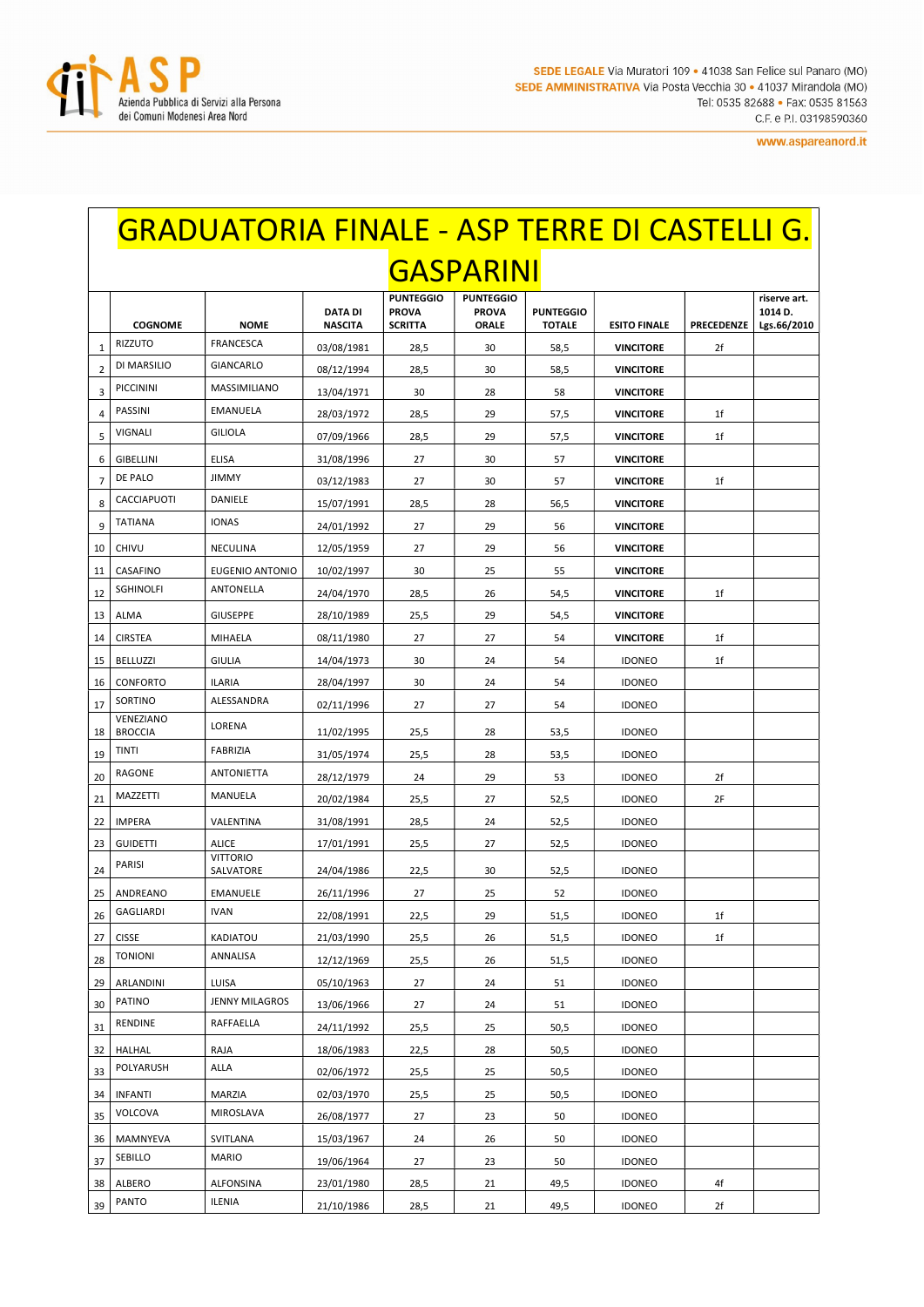# GRADUATORIA FINALE - ASP TERRE DI CASTELLI G. GASPARINI

| | COGNOME | NOME | DATA DI NASCITA | PUNTEGGIO PROVA SCRITTA | PUNTEGGIO PROVA ORALE | PUNTEGGIO TOTALE | ESITO FINALE | PRECEDENZE | riserve art. 1014 D. Lgs.66/2010 |
|---|---|---|---|---|---|---|---|---|---|
| 1 | RIZZUTO | FRANCESCA | 03/08/1981 | 28,5 | 30 | 58,5 | VINCITORE | 2f | |
| 2 | DI MARSILIO | GIANCARLO | 08/12/1994 | 28,5 | 30 | 58,5 | VINCITORE | | |
| 3 | PICCININI | MASSIMILIANO | 13/04/1971 | 30 | 28 | 58 | VINCITORE | | |
| 4 | PASSINI | EMANUELA | 28/03/1972 | 28,5 | 29 | 57,5 | VINCITORE | 1f | |
| 5 | VIGNALI | GILIOLA | 07/09/1966 | 28,5 | 29 | 57,5 | VINCITORE | 1f | |
| 6 | GIBELLINI | ELISA | 31/08/1996 | 27 | 30 | 57 | VINCITORE | | |
| 7 | DE PALO | JIMMY | 03/12/1983 | 27 | 30 | 57 | VINCITORE | 1f | |
| 8 | CACCIAPUOTI | DANIELE | 15/07/1991 | 28,5 | 28 | 56,5 | VINCITORE | | |
| 9 | TATIANA | IONAS | 24/01/1992 | 27 | 29 | 56 | VINCITORE | | |
| 10 | CHIVU | NECULINA | 12/05/1959 | 27 | 29 | 56 | VINCITORE | | |
| 11 | CASAFINO | EUGENIO ANTONIO | 10/02/1997 | 30 | 25 | 55 | VINCITORE | | |
| 12 | SGHINOLFI | ANTONELLA | 24/04/1970 | 28,5 | 26 | 54,5 | VINCITORE | 1f | |
| 13 | ALMA | GIUSEPPE | 28/10/1989 | 25,5 | 29 | 54,5 | VINCITORE | | |
| 14 | CIRSTEA | MIHAELA | 08/11/1980 | 27 | 27 | 54 | VINCITORE | 1f | |
| 15 | BELLUZZI | GIULIA | 14/04/1973 | 30 | 24 | 54 | IDONEO | 1f | |
| 16 | CONFORTO | ILARIA | 28/04/1997 | 30 | 24 | 54 | IDONEO | | |
| 17 | SORTINO | ALESSANDRA | 02/11/1996 | 27 | 27 | 54 | IDONEO | | |
| 18 | VENEZIANO BROCCIA | LORENA | 11/02/1995 | 25,5 | 28 | 53,5 | IDONEO | | |
| 19 | TINTI | FABRIZIA | 31/05/1974 | 25,5 | 28 | 53,5 | IDONEO | | |
| 20 | RAGONE | ANTONIETTA | 28/12/1979 | 24 | 29 | 53 | IDONEO | 2f | |
| 21 | MAZZETTI | MANUELA | 20/02/1984 | 25,5 | 27 | 52,5 | IDONEO | 2F | |
| 22 | IMPERA | VALENTINA | 31/08/1991 | 28,5 | 24 | 52,5 | IDONEO | | |
| 23 | GUIDETTI | ALICE | 17/01/1991 | 25,5 | 27 | 52,5 | IDONEO | | |
| 24 | PARISI | VITTORIO SALVATORE | 24/04/1986 | 22,5 | 30 | 52,5 | IDONEO | | |
| 25 | ANDREANO | EMANUELE | 26/11/1996 | 27 | 25 | 52 | IDONEO | | |
| 26 | GAGLIARDI | IVAN | 22/08/1991 | 22,5 | 29 | 51,5 | IDONEO | 1f | |
| 27 | CISSE | KADIATOU | 21/03/1990 | 25,5 | 26 | 51,5 | IDONEO | 1f | |
| 28 | TONIONI | ANNALISA | 12/12/1969 | 25,5 | 26 | 51,5 | IDONEO | | |
| 29 | ARLANDINI | LUISA | 05/10/1963 | 27 | 24 | 51 | IDONEO | | |
| 30 | PATINO | JENNY MILAGROS | 13/06/1966 | 27 | 24 | 51 | IDONEO | | |
| 31 | RENDINE | RAFFAELLA | 24/11/1992 | 25,5 | 25 | 50,5 | IDONEO | | |
| 32 | HALHAL | RAJA | 18/06/1983 | 22,5 | 28 | 50,5 | IDONEO | | |
| 33 | POLYARUSH | ALLA | 02/06/1972 | 25,5 | 25 | 50,5 | IDONEO | | |
| 34 | INFANTI | MARZIA | 02/03/1970 | 25,5 | 25 | 50,5 | IDONEO | | |
| 35 | VOLCOVA | MIROSLAVA | 26/08/1977 | 27 | 23 | 50 | IDONEO | | |
| 36 | MAMNYEVA | SVITLANA | 15/03/1967 | 24 | 26 | 50 | IDONEO | | |
| 37 | SEBILLO | MARIO | 19/06/1964 | 27 | 23 | 50 | IDONEO | | |
| 38 | ALBERO | ALFONSINA | 23/01/1980 | 28,5 | 21 | 49,5 | IDONEO | 4f | |
| 39 | PANTO | ILENIA | 21/10/1986 | 28,5 | 21 | 49,5 | IDONEO | 2f | |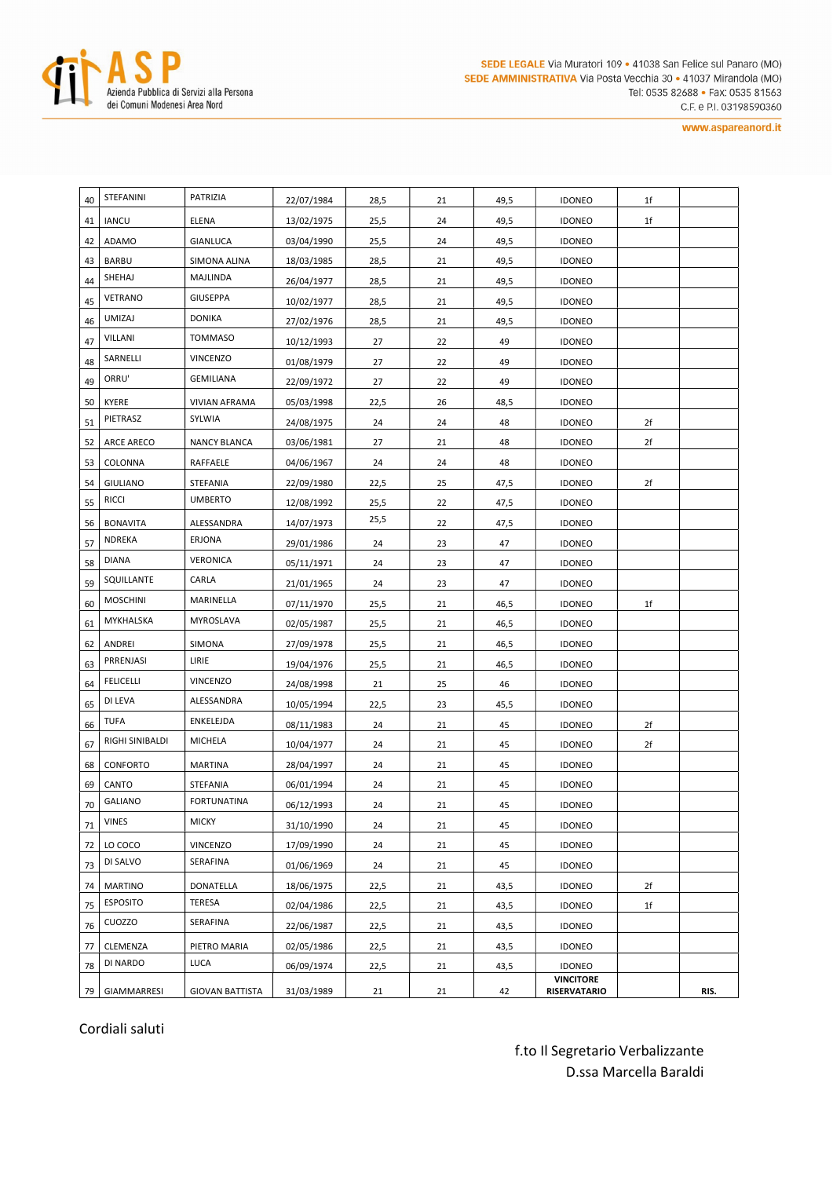| | | | | | | | | | |
|---|---|---|---|---|---|---|---|---|---|
| 40 | STEFANINI | PATRIZIA | 22/07/1984 | 28,5 | 21 | 49,5 | IDONEO | 1f | |
| 41 | IANCU | ELENA | 13/02/1975 | 25,5 | 24 | 49,5 | IDONEO | 1f | |
| 42 | ADAMO | GIANLUCA | 03/04/1990 | 25,5 | 24 | 49,5 | IDONEO | | |
| 43 | BARBU | SIMONA ALINA | 18/03/1985 | 28,5 | 21 | 49,5 | IDONEO | | |
| 44 | SHEHAJ | MAJLINDA | 26/04/1977 | 28,5 | 21 | 49,5 | IDONEO | | |
| 45 | VETRANO | GIUSEPPA | 10/02/1977 | 28,5 | 21 | 49,5 | IDONEO | | |
| 46 | UMIZAJ | DONIKA | 27/02/1976 | 28,5 | 21 | 49,5 | IDONEO | | |
| 47 | VILLANI | TOMMASO | 10/12/1993 | 27 | 22 | 49 | IDONEO | | |
| 48 | SARNELLI | VINCENZO | 01/08/1979 | 27 | 22 | 49 | IDONEO | | |
| 49 | ORRU' | GEMILIANA | 22/09/1972 | 27 | 22 | 49 | IDONEO | | |
| 50 | KYERE | VIVIAN AFRAMA | 05/03/1998 | 22,5 | 26 | 48,5 | IDONEO | | |
| 51 | PIETRASZ | SYLWIA | 24/08/1975 | 24 | 24 | 48 | IDONEO | 2f | |
| 52 | ARCE ARECO | NANCY BLANCA | 03/06/1981 | 27 | 21 | 48 | IDONEO | 2f | |
| 53 | COLONNA | RAFFAELE | 04/06/1967 | 24 | 24 | 48 | IDONEO | | |
| 54 | GIULIANO | STEFANIA | 22/09/1980 | 22,5 | 25 | 47,5 | IDONEO | 2f | |
| 55 | RICCI | UMBERTO | 12/08/1992 | 25,5 | 22 | 47,5 | IDONEO | | |
| 56 | BONAVITA | ALESSANDRA | 14/07/1973 | 25,5 | 22 | 47,5 | IDONEO | | |
| 57 | NDREKA | ERJONA | 29/01/1986 | 24 | 23 | 47 | IDONEO | | |
| 58 | DIANA | VERONICA | 05/11/1971 | 24 | 23 | 47 | IDONEO | | |
| 59 | SQUILLANTE | CARLA | 21/01/1965 | 24 | 23 | 47 | IDONEO | | |
| 60 | MOSCHINI | MARINELLA | 07/11/1970 | 25,5 | 21 | 46,5 | IDONEO | 1f | |
| 61 | MYKHALSKA | MYROSLAVA | 02/05/1987 | 25,5 | 21 | 46,5 | IDONEO | | |
| 62 | ANDREI | SIMONA | 27/09/1978 | 25,5 | 21 | 46,5 | IDONEO | | |
| 63 | PRRENJASI | LIRIE | 19/04/1976 | 25,5 | 21 | 46,5 | IDONEO | | |
| 64 | FELICELLI | VINCENZO | 24/08/1998 | 21 | 25 | 46 | IDONEO | | |
| 65 | DI LEVA | ALESSANDRA | 10/05/1994 | 22,5 | 23 | 45,5 | IDONEO | | |
| 66 | TUFA | ENKELEJDA | 08/11/1983 | 24 | 21 | 45 | IDONEO | 2f | |
| 67 | RIGHI SINIBALDI | MICHELA | 10/04/1977 | 24 | 21 | 45 | IDONEO | 2f | |
| 68 | CONFORTO | MARTINA | 28/04/1997 | 24 | 21 | 45 | IDONEO | | |
| 69 | CANTO | STEFANIA | 06/01/1994 | 24 | 21 | 45 | IDONEO | | |
| 70 | GALIANO | FORTUNATINA | 06/12/1993 | 24 | 21 | 45 | IDONEO | | |
| 71 | VINES | MICKY | 31/10/1990 | 24 | 21 | 45 | IDONEO | | |
| 72 | LO COCO | VINCENZO | 17/09/1990 | 24 | 21 | 45 | IDONEO | | |
| 73 | DI SALVO | SERAFINA | 01/06/1969 | 24 | 21 | 45 | IDONEO | | |
| 74 | MARTINO | DONATELLA | 18/06/1975 | 22,5 | 21 | 43,5 | IDONEO | 2f | |
| 75 | ESPOSITO | TERESA | 02/04/1986 | 22,5 | 21 | 43,5 | IDONEO | 1f | |
| 76 | CUOZZO | SERAFINA | 22/06/1987 | 22,5 | 21 | 43,5 | IDONEO | | |
| 77 | CLEMENZA | PIETRO MARIA | 02/05/1986 | 22,5 | 21 | 43,5 | IDONEO | | |
| 78 | DI NARDO | LUCA | 06/09/1974 | 22,5 | 21 | 43,5 | IDONEO | | |
| 79 | GIAMMARRESI | GIOVAN BATTISTA | 31/03/1989 | 21 | 21 | 42 | **VINCITORE RISERVATARIO** | | **RIS.** |

Cordiali saluti

f.to Il Segretario Verbalizzante
D.ssa Marcella Baraldi